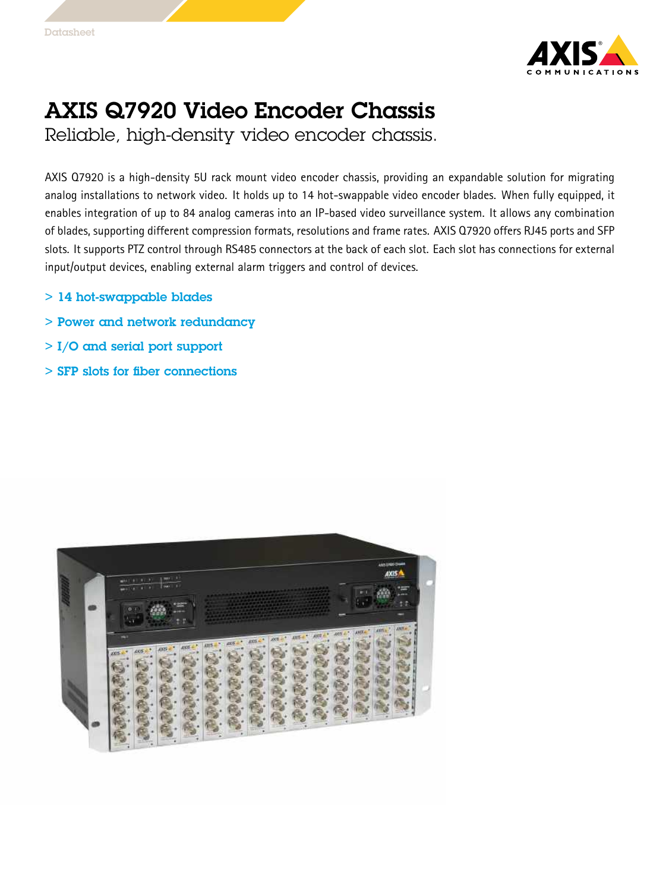Datasheet

# AXIS Q7920 Video Encoder Chassis

## Reliable, high-density video encoder chassis.

AXIS Q7920 is a high-density 5U rack mount video encoder chassis, providing an expandable solution for migrating analog installations to network video. It holds up to 14 hot-swappable video encoder blades. When fully equipped, it enables integration of up to 84 analog cameras into an IP-based video surveillance system. It allows any combination of blades, supporting different compression formats, resolutions and frame rates. AXIS Q7920 offers RJ45 ports and SFP slots. It supports PTZ control through RS485 connectors at the back of each slot. Each slot has connections for external input/output devices, enabling external alarm triggers and control of devices.

> 14 hot-swappable blades

> Power and network redundancy

> I/O and serial port support

> SFP slots for fiber connections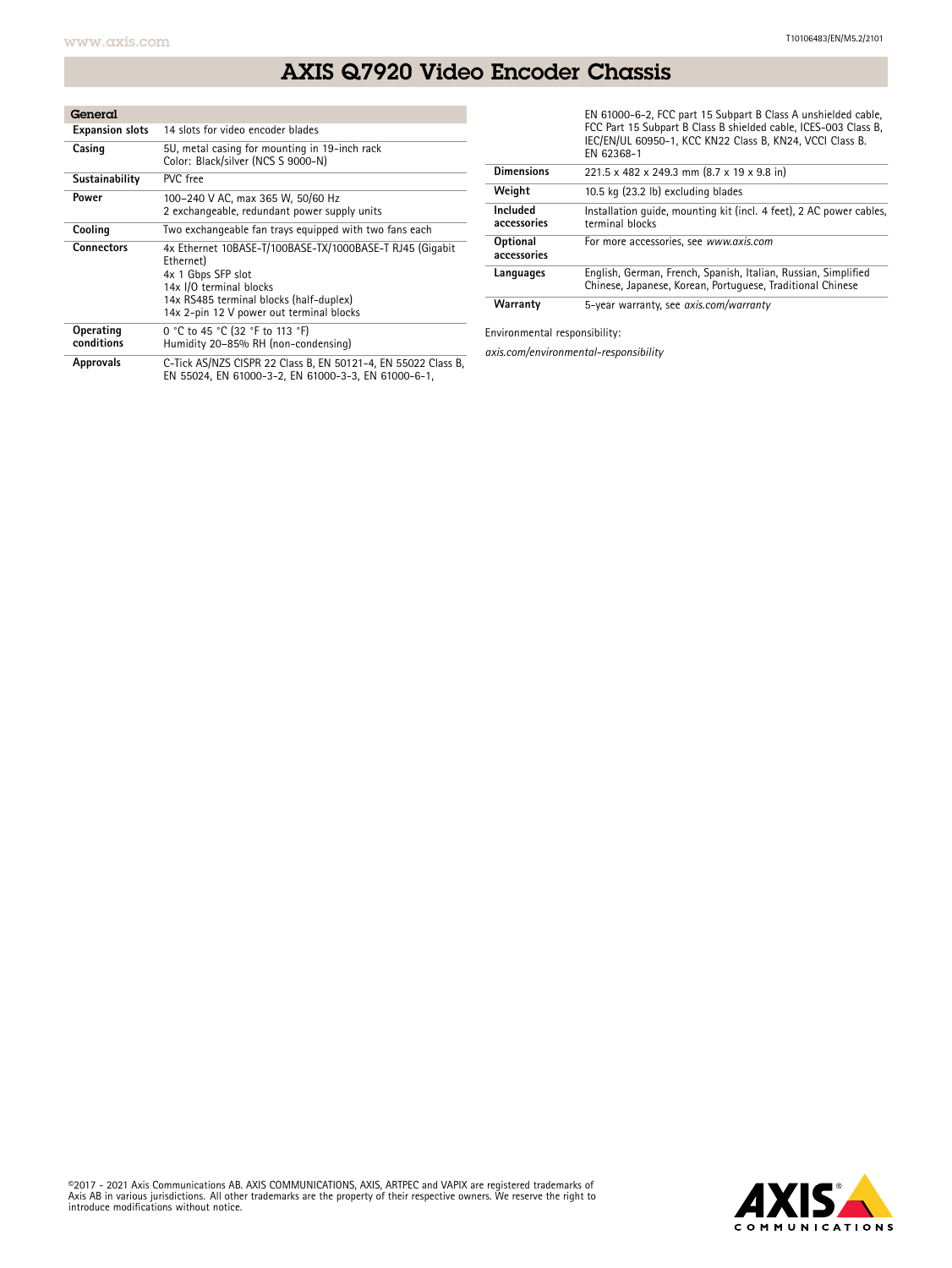# AXIS Q7920 Video Encoder Chassis

## General

| | |
|---|---|
| **Expansion slots** | 14 slots for video encoder blades |
| **Casing** | 5U, metal casing for mounting in 19-inch rack<br>Color: Black/silver (NCS S 9000-N) |
| **Sustainability** | PVC free |
| **Power** | 100–240 V AC, max 365 W, 50/60 Hz<br>2 exchangeable, redundant power supply units |
| **Cooling** | Two exchangeable fan trays equipped with two fans each |
| **Connectors** | 4x Ethernet 10BASE-T/100BASE-TX/1000BASE-T RJ45 (Gigabit Ethernet)<br>4x 1 Gbps SFP slot<br>14x I/O terminal blocks<br>14x RS485 terminal blocks (half-duplex)<br>14x 2-pin 12 V power out terminal blocks |
| **Operating conditions** | 0 °C to 45 °C (32 °F to 113 °F)<br>Humidity 20–85% RH (non-condensing) |
| **Approvals** | C-Tick AS/NZS CISPR 22 Class B, EN 50121-4, EN 55022 Class B, EN 55024, EN 61000-3-2, EN 61000-3-3, EN 61000-6-1, EN 61000-6-2, FCC part 15 Subpart B Class A unshielded cable, FCC Part 15 Subpart B Class B shielded cable, ICES-003 Class B, IEC/EN/UL 60950-1, KCC KN22 Class B, KN24, VCCI Class B. EN 62368-1 |
| **Dimensions** | 221.5 x 482 x 249.3 mm (8.7 x 19 x 9.8 in) |
| **Weight** | 10.5 kg (23.2 lb) excluding blades |
| **Included accessories** | Installation guide, mounting kit (incl. 4 feet), 2 AC power cables, terminal blocks |
| **Optional accessories** | For more accessories, see *www.axis.com* |
| **Languages** | English, German, French, Spanish, Italian, Russian, Simplified Chinese, Japanese, Korean, Portuguese, Traditional Chinese |
| **Warranty** | 5-year warranty, see *axis.com/warranty* |

Environmental responsibility:

*axis.com/environmental-responsibility*

©2017 - 2021 Axis Communications AB. AXIS COMMUNICATIONS, AXIS, ARTPEC and VAPIX are registered trademarks of Axis AB in various jurisdictions. All other trademarks are the property of their respective owners. We reserve the right to introduce modifications without notice.